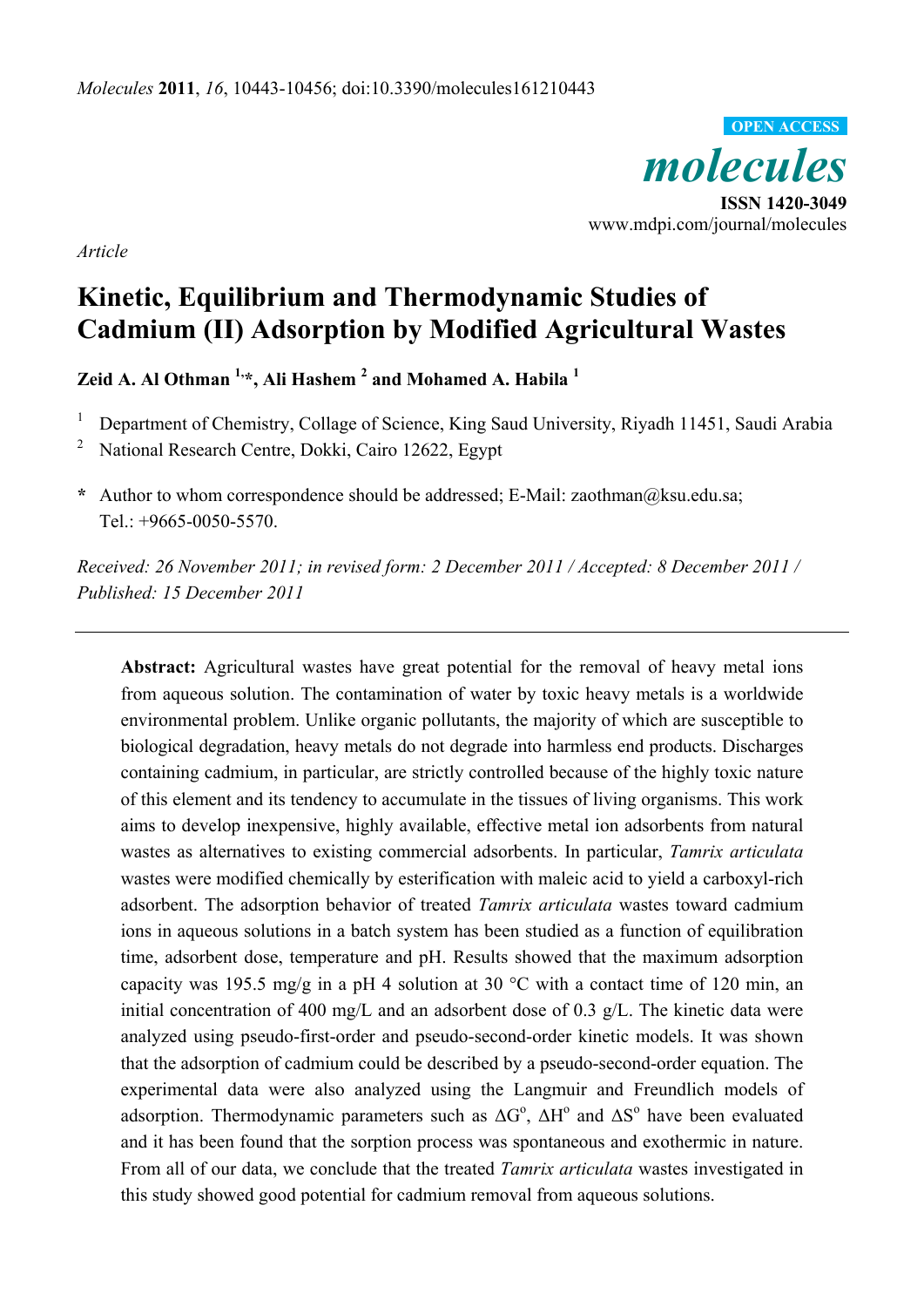*Article*

# Kinetic, Equilibrium and Thermodynamic Studies of Cadmium (II) Adsorption by Modified Agricultural Wastes

**Zeid A. Al Othman [1,*], Ali Hashem [2] and Mohamed A. Habila [1]**

[1] Department of Chemistry, Collage of Science, King Saud University, Riyadh 11451, Saudi Arabia

[2] National Research Centre, Dokki, Cairo 12622, Egypt

**\*** Author to whom correspondence should be addressed; E-Mail: zaothman@ksu.edu.sa; Tel.: +9665-0050-5570.

*Received: 26 November 2011; in revised form: 2 December 2011 / Accepted: 8 December 2011 / Published: 15 December 2011*

---

**Abstract:** Agricultural wastes have great potential for the removal of heavy metal ions from aqueous solution. The contamination of water by toxic heavy metals is a worldwide environmental problem. Unlike organic pollutants, the majority of which are susceptible to biological degradation, heavy metals do not degrade into harmless end products. Discharges containing cadmium, in particular, are strictly controlled because of the highly toxic nature of this element and its tendency to accumulate in the tissues of living organisms. This work aims to develop inexpensive, highly available, effective metal ion adsorbents from natural wastes as alternatives to existing commercial adsorbents. In particular, *Tamrix articulata* wastes were modified chemically by esterification with maleic acid to yield a carboxyl-rich adsorbent. The adsorption behavior of treated *Tamrix articulata* wastes toward cadmium ions in aqueous solutions in a batch system has been studied as a function of equilibration time, adsorbent dose, temperature and pH. Results showed that the maximum adsorption capacity was 195.5 mg/g in a pH 4 solution at 30 °C with a contact time of 120 min, an initial concentration of 400 mg/L and an adsorbent dose of 0.3 g/L. The kinetic data were analyzed using pseudo-first-order and pseudo-second-order kinetic models. It was shown that the adsorption of cadmium could be described by a pseudo-second-order equation. The experimental data were also analyzed using the Langmuir and Freundlich models of adsorption. Thermodynamic parameters such as $\Delta G^o$, $\Delta H^o$ and $\Delta S^o$ have been evaluated and it has been found that the sorption process was spontaneous and exothermic in nature. From all of our data, we conclude that the treated *Tamrix articulata* wastes investigated in this study showed good potential for cadmium removal from aqueous solutions.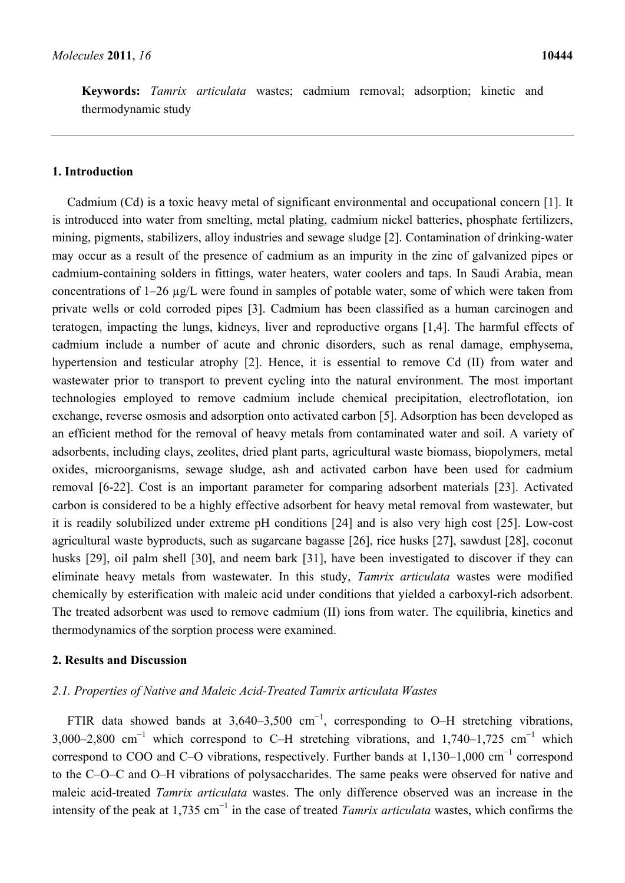**Keywords:** *Tamrix articulata* wastes; cadmium removal; adsorption; kinetic and thermodynamic study

## 1. Introduction

Cadmium (Cd) is a toxic heavy metal of significant environmental and occupational concern [1]. It is introduced into water from smelting, metal plating, cadmium nickel batteries, phosphate fertilizers, mining, pigments, stabilizers, alloy industries and sewage sludge [2]. Contamination of drinking-water may occur as a result of the presence of cadmium as an impurity in the zinc of galvanized pipes or cadmium-containing solders in fittings, water heaters, water coolers and taps. In Saudi Arabia, mean concentrations of 1–26 µg/L were found in samples of potable water, some of which were taken from private wells or cold corroded pipes [3]. Cadmium has been classified as a human carcinogen and teratogen, impacting the lungs, kidneys, liver and reproductive organs [1,4]. The harmful effects of cadmium include a number of acute and chronic disorders, such as renal damage, emphysema, hypertension and testicular atrophy [2]. Hence, it is essential to remove Cd (II) from water and wastewater prior to transport to prevent cycling into the natural environment. The most important technologies employed to remove cadmium include chemical precipitation, electroflotation, ion exchange, reverse osmosis and adsorption onto activated carbon [5]. Adsorption has been developed as an efficient method for the removal of heavy metals from contaminated water and soil. A variety of adsorbents, including clays, zeolites, dried plant parts, agricultural waste biomass, biopolymers, metal oxides, microorganisms, sewage sludge, ash and activated carbon have been used for cadmium removal [6-22]. Cost is an important parameter for comparing adsorbent materials [23]. Activated carbon is considered to be a highly effective adsorbent for heavy metal removal from wastewater, but it is readily solubilized under extreme pH conditions [24] and is also very high cost [25]. Low-cost agricultural waste byproducts, such as sugarcane bagasse [26], rice husks [27], sawdust [28], coconut husks [29], oil palm shell [30], and neem bark [31], have been investigated to discover if they can eliminate heavy metals from wastewater. In this study, *Tamrix articulata* wastes were modified chemically by esterification with maleic acid under conditions that yielded a carboxyl-rich adsorbent. The treated adsorbent was used to remove cadmium (II) ions from water. The equilibria, kinetics and thermodynamics of the sorption process were examined.

## 2. Results and Discussion

### 2.1. Properties of Native and Maleic Acid-Treated *Tamrix articulata* Wastes

FTIR data showed bands at 3,640–3,500 $cm^{-1}$, corresponding to O–H stretching vibrations, 3,000–2,800 $cm^{-1}$ which correspond to C–H stretching vibrations, and 1,740–1,725 $cm^{-1}$ which correspond to COO and C–O vibrations, respectively. Further bands at 1,130–1,000 $cm^{-1}$ correspond to the C–O–C and O–H vibrations of polysaccharides. The same peaks were observed for native and maleic acid-treated *Tamrix articulata* wastes. The only difference observed was an increase in the intensity of the peak at 1,735 $cm^{-1}$ in the case of treated *Tamrix articulata* wastes, which confirms the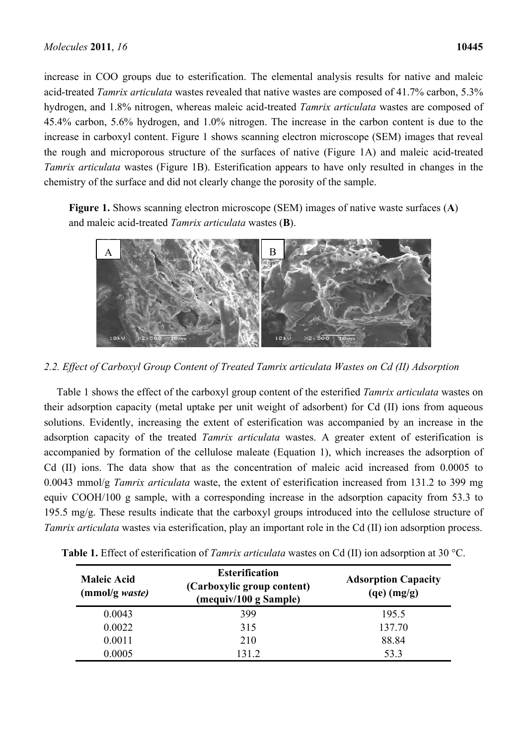increase in COO groups due to esterification. The elemental analysis results for native and maleic acid-treated *Tamrix articulata* wastes revealed that native wastes are composed of 41.7% carbon, 5.3% hydrogen, and 1.8% nitrogen, whereas maleic acid-treated *Tamrix articulata* wastes are composed of 45.4% carbon, 5.6% hydrogen, and 1.0% nitrogen. The increase in the carbon content is due to the increase in carboxyl content. Figure 1 shows scanning electron microscope (SEM) images that reveal the rough and microporous structure of the surfaces of native (Figure 1A) and maleic acid-treated *Tamrix articulata* wastes (Figure 1B). Esterification appears to have only resulted in changes in the chemistry of the surface and did not clearly change the porosity of the sample.

**Figure 1.** Shows scanning electron microscope (SEM) images of native waste surfaces (**A**) and maleic acid-treated *Tamrix articulata* wastes (**B**).

### *2.2. Effect of Carboxyl Group Content of Treated Tamrix articulata Wastes on Cd (II) Adsorption*

Table 1 shows the effect of the carboxyl group content of the esterified *Tamrix articulata* wastes on their adsorption capacity (metal uptake per unit weight of adsorbent) for Cd (II) ions from aqueous solutions. Evidently, increasing the extent of esterification was accompanied by an increase in the adsorption capacity of the treated *Tamrix articulata* wastes. A greater extent of esterification is accompanied by formation of the cellulose maleate (Equation 1), which increases the adsorption of Cd (II) ions. The data show that as the concentration of maleic acid increased from 0.0005 to 0.0043 mmol/g *Tamrix articulata* waste, the extent of esterification increased from 131.2 to 399 mg equiv COOH/100 g sample, with a corresponding increase in the adsorption capacity from 53.3 to 195.5 mg/g. These results indicate that the carboxyl groups introduced into the cellulose structure of *Tamrix articulata* wastes via esterification, play an important role in the Cd (II) ion adsorption process.

**Table 1.** Effect of esterification of *Tamrix articulata* wastes on Cd (II) ion adsorption at 30 °C.

| Maleic Acid (mmol/g *waste*) | Esterification (Carboxylic group content) (mequiv/100 g Sample) | Adsorption Capacity (qe) (mg/g) |
|---|---|---|
| 0.0043 | 399 | 195.5 |
| 0.0022 | 315 | 137.70 |
| 0.0011 | 210 | 88.84 |
| 0.0005 | 131.2 | 53.3 |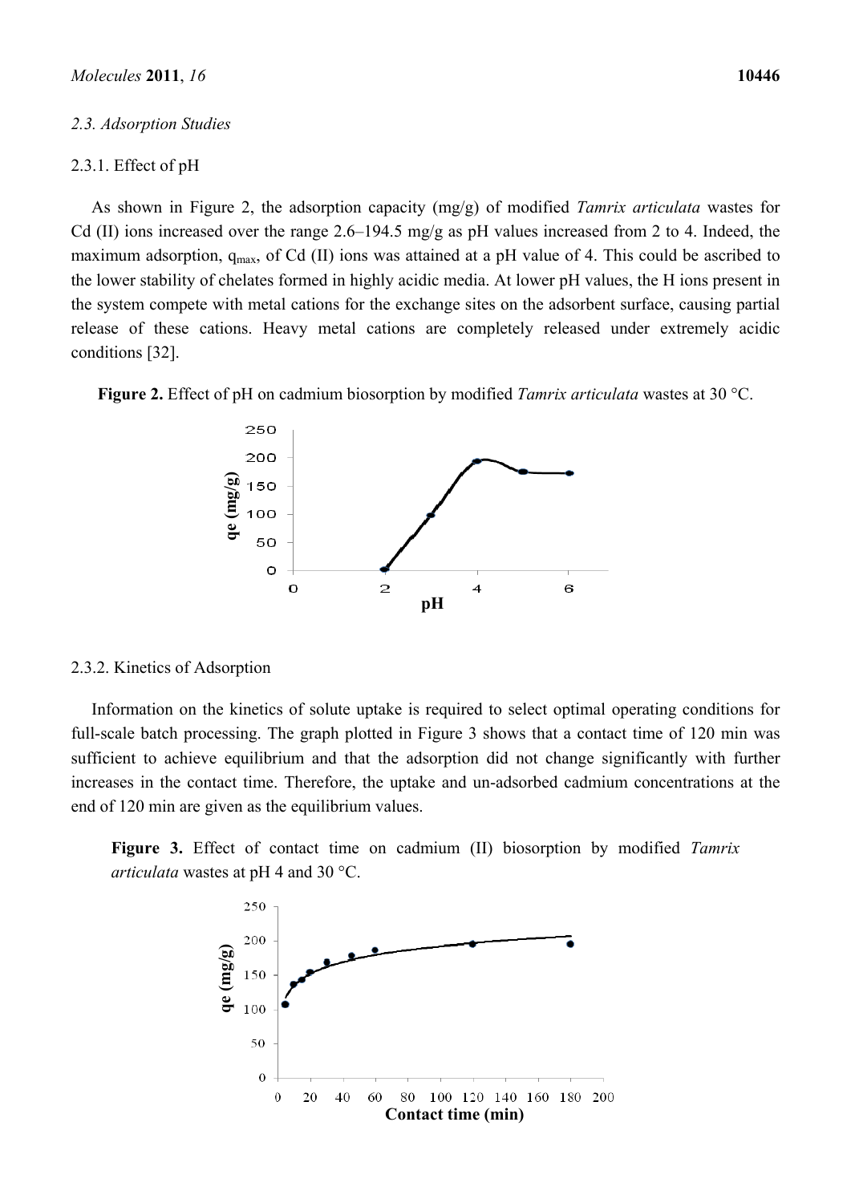### 2.3. Adsorption Studies

#### 2.3.1. Effect of pH

As shown in Figure 2, the adsorption capacity (mg/g) of modified *Tamrix articulata* wastes for Cd (II) ions increased over the range 2.6–194.5 mg/g as pH values increased from 2 to 4. Indeed, the maximum adsorption, $q_{max}$, of Cd (II) ions was attained at a pH value of 4. This could be ascribed to the lower stability of chelates formed in highly acidic media. At lower pH values, the H ions present in the system compete with metal cations for the exchange sites on the adsorbent surface, causing partial release of these cations. Heavy metal cations are completely released under extremely acidic conditions [32].

**Figure 2.** Effect of pH on cadmium biosorption by modified *Tamrix articulata* wastes at 30 °C.

#### 2.3.2. Kinetics of Adsorption

Information on the kinetics of solute uptake is required to select optimal operating conditions for full-scale batch processing. The graph plotted in Figure 3 shows that a contact time of 120 min was sufficient to achieve equilibrium and that the adsorption did not change significantly with further increases in the contact time. Therefore, the uptake and un-adsorbed cadmium concentrations at the end of 120 min are given as the equilibrium values.

**Figure 3.** Effect of contact time on cadmium (II) biosorption by modified *Tamrix articulata* wastes at pH 4 and 30 °C.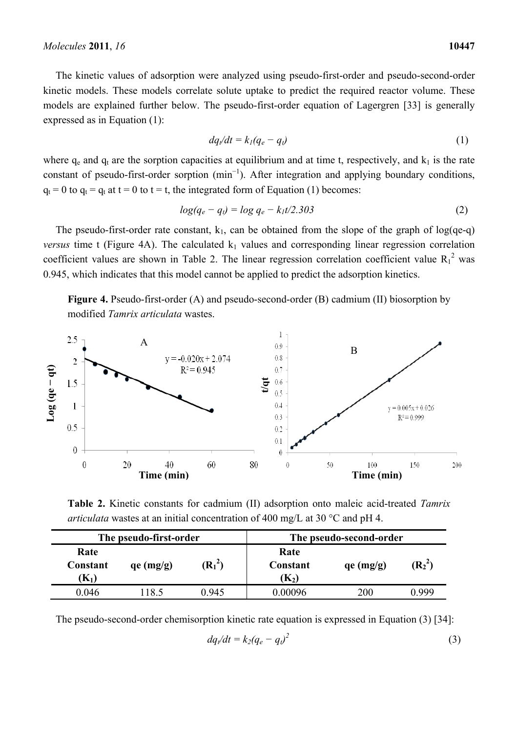The kinetic values of adsorption were analyzed using pseudo-first-order and pseudo-second-order kinetic models. These models correlate solute uptake to predict the required reactor volume. These models are explained further below. The pseudo-first-order equation of Lagergren [33] is generally expressed as in Equation (1):

$$dq_t/dt = k_1(q_e - q_t) \tag{1}$$

where $q_e$ and $q_t$ are the sorption capacities at equilibrium and at time t, respectively, and $k_1$ is the rate constant of pseudo-first-order sorption ($min^{-1}$). After integration and applying boundary conditions, $q_t = 0$ to $q_t = q_t$ at $t = 0$ to $t = t$, the integrated form of Equation (1) becomes:

$$\log(q_e - q_t) = \log q_e - k_1t/2.303 \tag{2}$$

The pseudo-first-order rate constant, $k_1$, can be obtained from the slope of the graph of log(qe-q) *versus* time t (Figure 4A). The calculated $k_1$ values and corresponding linear regression correlation coefficient values are shown in Table 2. The linear regression correlation coefficient value $R_1^2$ was 0.945, which indicates that this model cannot be applied to predict the adsorption kinetics.

**Figure 4.** Pseudo-first-order (A) and pseudo-second-order (B) cadmium (II) biosorption by modified *Tamrix articulata* wastes.

**Table 2.** Kinetic constants for cadmium (II) adsorption onto maleic acid-treated *Tamrix articulata* wastes at an initial concentration of 400 mg/L at 30 °C and pH 4.

| The pseudo-first-order | | | The pseudo-second-order | | |
|---|---|---|---|---|---|
| Rate Constant ($K_1$) | qe (mg/g) | ($R_1^2$) | Rate Constant ($K_2$) | qe (mg/g) | ($R_2^2$) |
| 0.046 | 118.5 | 0.945 | 0.00096 | 200 | 0.999 |

The pseudo-second-order chemisorption kinetic rate equation is expressed in Equation (3) [34]:

$$dq_t/dt = k_2(q_e - q_t)^2 \tag{3}$$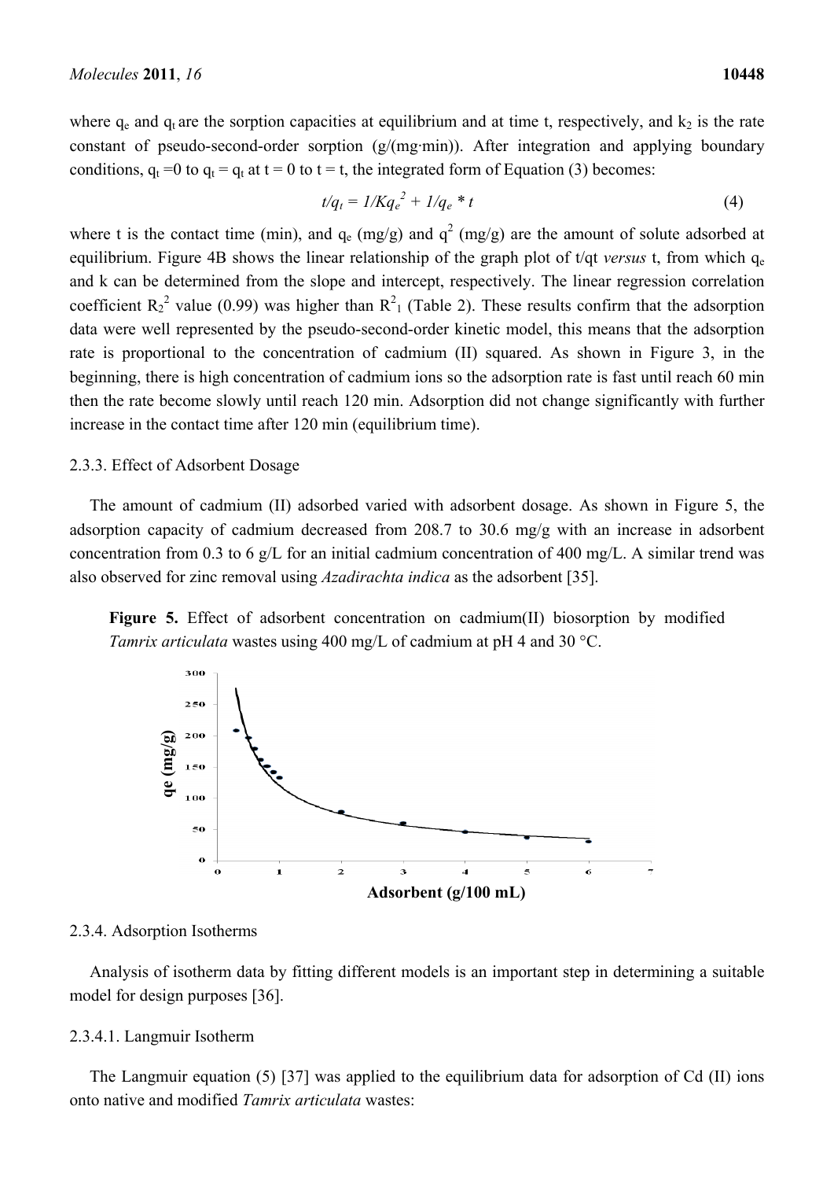where $q_e$ and $q_t$ are the sorption capacities at equilibrium and at time t, respectively, and $k_2$ is the rate constant of pseudo-second-order sorption (g/(mg·min)). After integration and applying boundary conditions, $q_t$ =0 to $q_t$ = $q_t$ at t = 0 to t = t, the integrated form of Equation (3) becomes:

$$t/q_t = 1/Kq_e^2 + 1/q_e * t \tag{4}$$

where t is the contact time (min), and $q_e$ (mg/g) and $q^2$ (mg/g) are the amount of solute adsorbed at equilibrium. Figure 4B shows the linear relationship of the graph plot of t/qt *versus* t, from which $q_e$ and k can be determined from the slope and intercept, respectively. The linear regression correlation coefficient $R_2^2$ value (0.99) was higher than $R^2_1$ (Table 2). These results confirm that the adsorption data were well represented by the pseudo-second-order kinetic model, this means that the adsorption rate is proportional to the concentration of cadmium (II) squared. As shown in Figure 3, in the beginning, there is high concentration of cadmium ions so the adsorption rate is fast until reach 60 min then the rate become slowly until reach 120 min. Adsorption did not change significantly with further increase in the contact time after 120 min (equilibrium time).

#### 2.3.3. Effect of Adsorbent Dosage

The amount of cadmium (II) adsorbed varied with adsorbent dosage. As shown in Figure 5, the adsorption capacity of cadmium decreased from 208.7 to 30.6 mg/g with an increase in adsorbent concentration from 0.3 to 6 g/L for an initial cadmium concentration of 400 mg/L. A similar trend was also observed for zinc removal using *Azadirachta indica* as the adsorbent [35].

**Figure 5.** Effect of adsorbent concentration on cadmium(II) biosorption by modified *Tamrix articulata* wastes using 400 mg/L of cadmium at pH 4 and 30 °C.

#### 2.3.4. Adsorption Isotherms

Analysis of isotherm data by fitting different models is an important step in determining a suitable model for design purposes [36].

##### 2.3.4.1. Langmuir Isotherm

The Langmuir equation (5) [37] was applied to the equilibrium data for adsorption of Cd (II) ions onto native and modified *Tamrix articulata* wastes: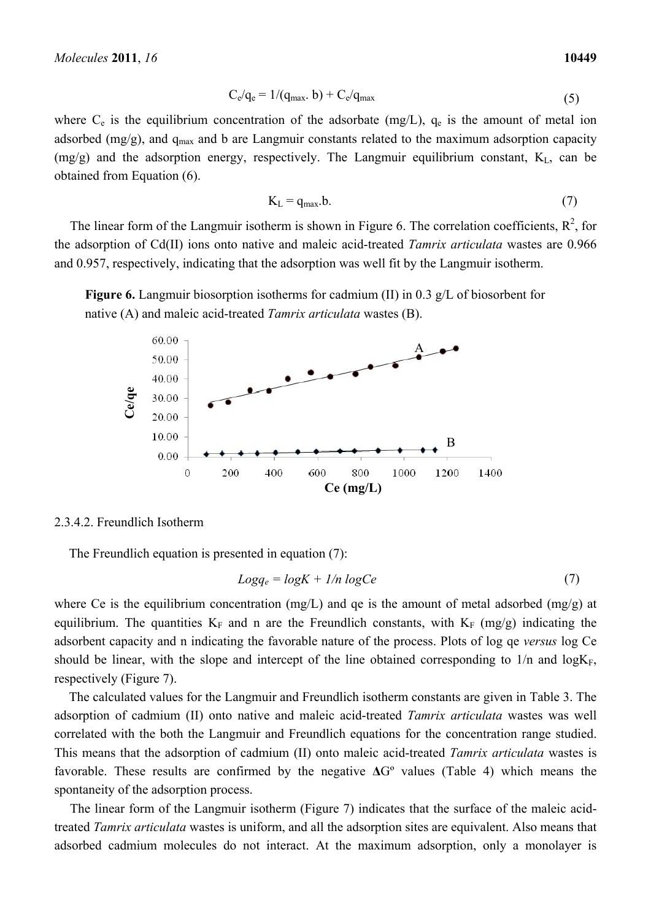$$C_e/q_e = 1/(q_{max}.\ b) + C_e/q_{max} \tag{5}$$

where $C_e$ is the equilibrium concentration of the adsorbate (mg/L), $q_e$ is the amount of metal ion adsorbed (mg/g), and $q_{max}$ and b are Langmuir constants related to the maximum adsorption capacity (mg/g) and the adsorption energy, respectively. The Langmuir equilibrium constant, $K_L$, can be obtained from Equation (6).

$$K_L = q_{max}.b. \tag{7}$$

The linear form of the Langmuir isotherm is shown in Figure 6. The correlation coefficients, $R^2$, for the adsorption of Cd(II) ions onto native and maleic acid-treated *Tamrix articulata* wastes are 0.966 and 0.957, respectively, indicating that the adsorption was well fit by the Langmuir isotherm.

**Figure 6.** Langmuir biosorption isotherms for cadmium (II) in 0.3 g/L of biosorbent for native (A) and maleic acid-treated *Tamrix articulata* wastes (B).

#### 2.3.4.2. Freundlich Isotherm

The Freundlich equation is presented in equation (7):

$$Logq_e = logK + 1/n\ logCe \tag{7}$$

where Ce is the equilibrium concentration (mg/L) and qe is the amount of metal adsorbed (mg/g) at equilibrium. The quantities $K_F$ and n are the Freundlich constants, with $K_F$ (mg/g) indicating the adsorbent capacity and n indicating the favorable nature of the process. Plots of log qe *versus* log Ce should be linear, with the slope and intercept of the line obtained corresponding to 1/n and $logK_F$, respectively (Figure 7).

The calculated values for the Langmuir and Freundlich isotherm constants are given in Table 3. The adsorption of cadmium (II) onto native and maleic acid-treated *Tamrix articulata* wastes was well correlated with the both the Langmuir and Freundlich equations for the concentration range studied. This means that the adsorption of cadmium (II) onto maleic acid-treated *Tamrix articulata* wastes is favorable. These results are confirmed by the negative **Δ**G° values (Table 4) which means the spontaneity of the adsorption process.

The linear form of the Langmuir isotherm (Figure 7) indicates that the surface of the maleic acid-treated *Tamrix articulata* wastes is uniform, and all the adsorption sites are equivalent. Also means that adsorbed cadmium molecules do not interact. At the maximum adsorption, only a monolayer is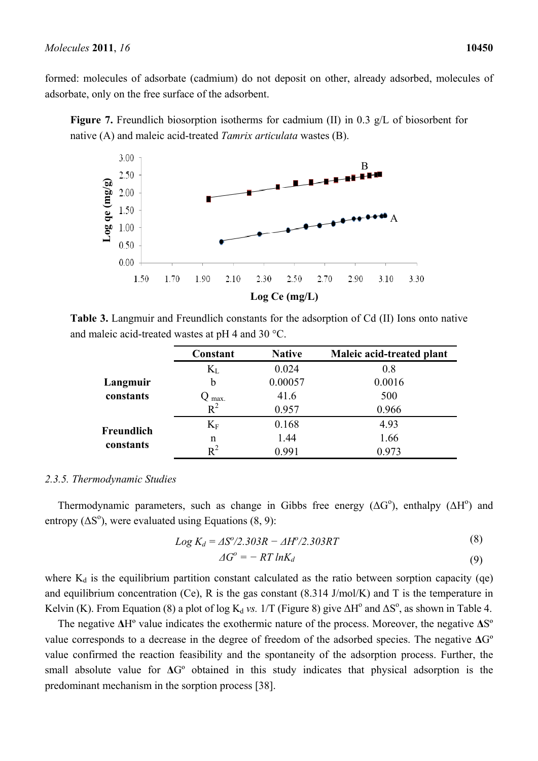formed: molecules of adsorbate (cadmium) do not deposit on other, already adsorbed, molecules of adsorbate, only on the free surface of the adsorbent.

**Figure 7.** Freundlich biosorption isotherms for cadmium (II) in 0.3 g/L of biosorbent for native (A) and maleic acid-treated *Tamrix articulata* wastes (B).

**Table 3.** Langmuir and Freundlich constants for the adsorption of Cd (II) Ions onto native and maleic acid-treated wastes at pH 4 and 30 °C.

| | Constant | Native | Maleic acid-treated plant |
|---|---|---|---|
| **Langmuir constants** | $K_L$ | 0.024 | 0.8 |
| | b | 0.00057 | 0.0016 |
| | $Q_{max.}$ | 41.6 | 500 |
| | $R^2$ | 0.957 | 0.966 |
| **Freundlich constants** | $K_F$ | 0.168 | 4.93 |
| | n | 1.44 | 1.66 |
| | $R^2$ | 0.991 | 0.973 |

### 2.3.5. Thermodynamic Studies

Thermodynamic parameters, such as change in Gibbs free energy ($\Delta G^o$), enthalpy ($\Delta H^o$) and entropy ($\Delta S^o$), were evaluated using Equations (8, 9):

$$Log\ K_d = \Delta S^o/2.303R - \Delta H^o/2.303RT \tag{8}$$

$$\Delta G^o = -\ RT\ lnK_d \tag{9}$$

where $K_d$ is the equilibrium partition constant calculated as the ratio between sorption capacity (qe) and equilibrium concentration (Ce), R is the gas constant (8.314 J/mol/K) and T is the temperature in Kelvin (K). From Equation (8) a plot of log $K_d$ *vs.* 1/T (Figure 8) give $\Delta H^o$ and $\Delta S^o$, as shown in Table 4.

The negative **Δ**H$^o$ value indicates the exothermic nature of the process. Moreover, the negative **Δ**S$^o$ value corresponds to a decrease in the degree of freedom of the adsorbed species. The negative **Δ**G$^o$ value confirmed the reaction feasibility and the spontaneity of the adsorption process. Further, the small absolute value for **Δ**G$^o$ obtained in this study indicates that physical adsorption is the predominant mechanism in the sorption process [38].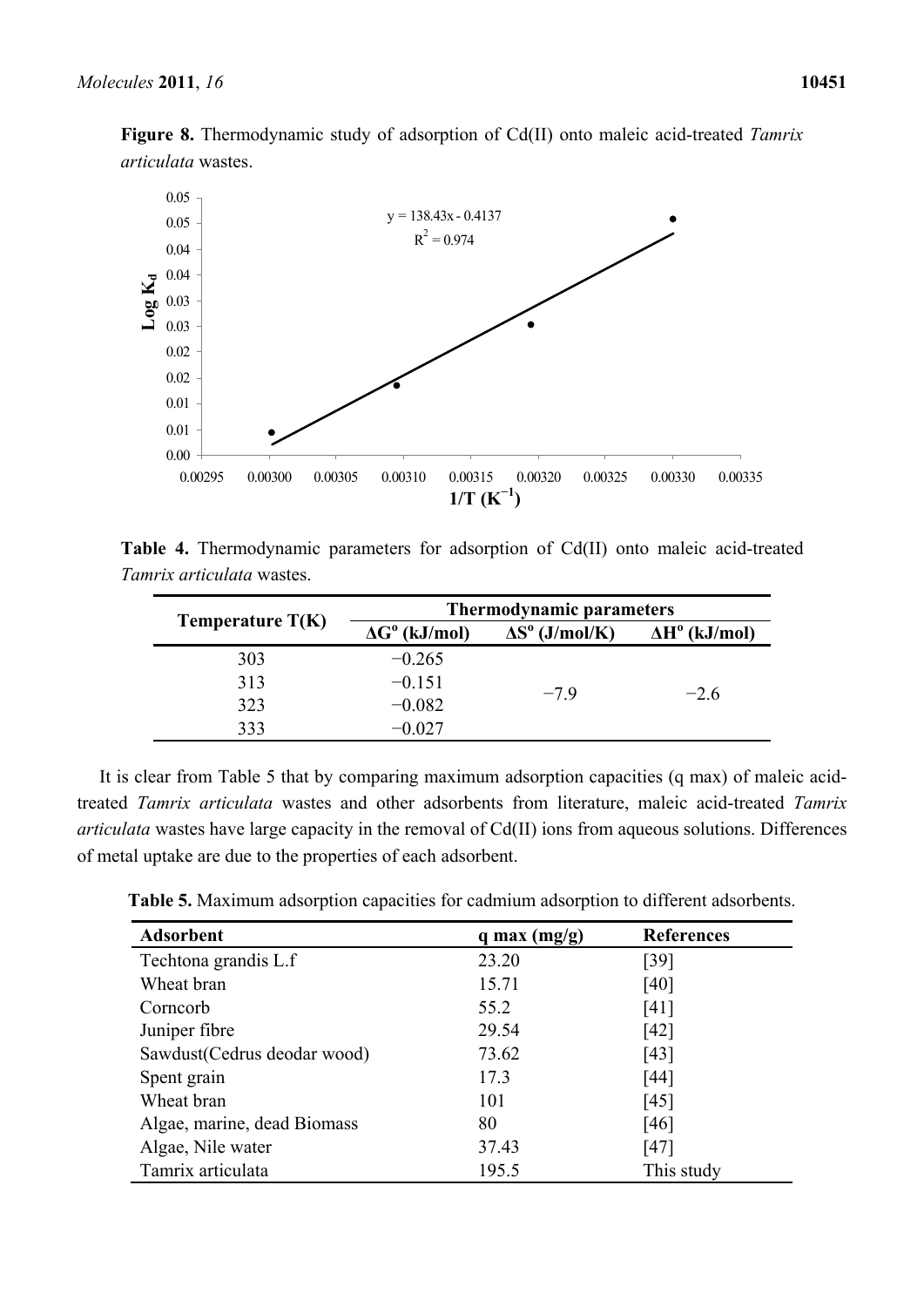**Figure 8.** Thermodynamic study of adsorption of Cd(II) onto maleic acid-treated *Tamrix articulata* wastes.

**Table 4.** Thermodynamic parameters for adsorption of Cd(II) onto maleic acid-treated *Tamrix articulata* wastes.

| Temperature T(K) | Thermodynamic parameters | | |
|---|---|---|---|
| | $\Delta G^o$ (kJ/mol) | $\Delta S^o$ (J/mol/K) | $\Delta H^o$ (kJ/mol) |
| 303 | −0.265 | −7.9 | −2.6 |
| 313 | −0.151 | | |
| 323 | −0.082 | | |
| 333 | −0.027 | | |

It is clear from Table 5 that by comparing maximum adsorption capacities (q max) of maleic acid-treated *Tamrix articulata* wastes and other adsorbents from literature, maleic acid-treated *Tamrix articulata* wastes have large capacity in the removal of Cd(II) ions from aqueous solutions. Differences of metal uptake are due to the properties of each adsorbent.

**Table 5.** Maximum adsorption capacities for cadmium adsorption to different adsorbents.

| Adsorbent | q max (mg/g) | References |
|---|---|---|
| Techtona grandis L.f | 23.20 | [39] |
| Wheat bran | 15.71 | [40] |
| Corncorb | 55.2 | [41] |
| Juniper fibre | 29.54 | [42] |
| Sawdust(Cedrus deodar wood) | 73.62 | [43] |
| Spent grain | 17.3 | [44] |
| Wheat bran | 101 | [45] |
| Algae, marine, dead Biomass | 80 | [46] |
| Algae, Nile water | 37.43 | [47] |
| Tamrix articulata | 195.5 | This study |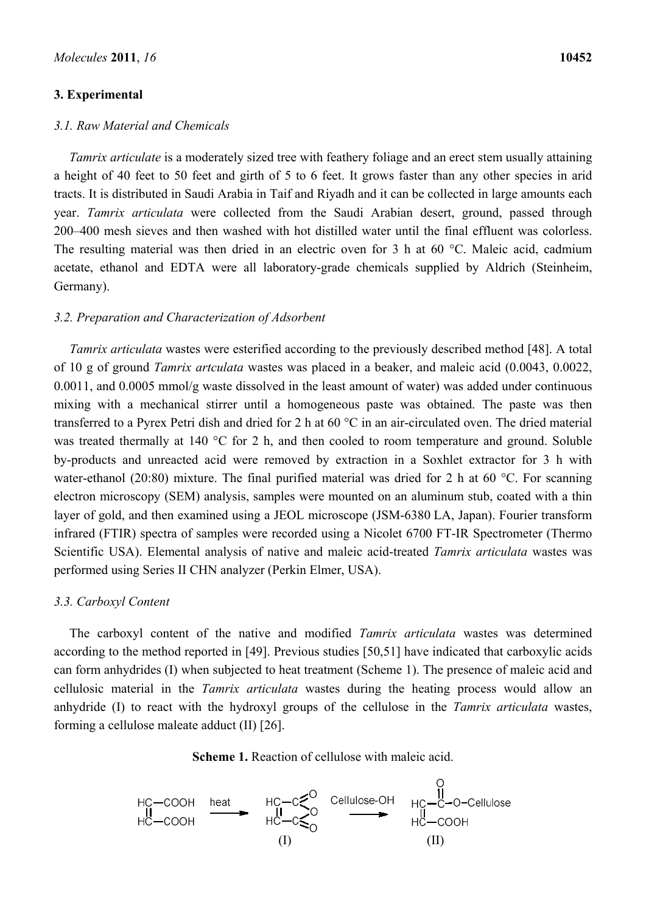## 3. Experimental

### 3.1. Raw Material and Chemicals

*Tamrix articulate* is a moderately sized tree with feathery foliage and an erect stem usually attaining a height of 40 feet to 50 feet and girth of 5 to 6 feet. It grows faster than any other species in arid tracts. It is distributed in Saudi Arabia in Taif and Riyadh and it can be collected in large amounts each year. *Tamrix articulata* were collected from the Saudi Arabian desert, ground, passed through 200–400 mesh sieves and then washed with hot distilled water until the final effluent was colorless. The resulting material was then dried in an electric oven for 3 h at 60 °C. Maleic acid, cadmium acetate, ethanol and EDTA were all laboratory-grade chemicals supplied by Aldrich (Steinheim, Germany).

### 3.2. Preparation and Characterization of Adsorbent

*Tamrix articulata* wastes were esterified according to the previously described method [48]. A total of 10 g of ground *Tamrix artculata* wastes was placed in a beaker, and maleic acid (0.0043, 0.0022, 0.0011, and 0.0005 mmol/g waste dissolved in the least amount of water) was added under continuous mixing with a mechanical stirrer until a homogeneous paste was obtained. The paste was then transferred to a Pyrex Petri dish and dried for 2 h at 60 °C in an air-circulated oven. The dried material was treated thermally at 140 °C for 2 h, and then cooled to room temperature and ground. Soluble by-products and unreacted acid were removed by extraction in a Soxhlet extractor for 3 h with water-ethanol (20:80) mixture. The final purified material was dried for 2 h at 60 °C. For scanning electron microscopy (SEM) analysis, samples were mounted on an aluminum stub, coated with a thin layer of gold, and then examined using a JEOL microscope (JSM-6380 LA, Japan). Fourier transform infrared (FTIR) spectra of samples were recorded using a Nicolet 6700 FT-IR Spectrometer (Thermo Scientific USA). Elemental analysis of native and maleic acid-treated *Tamrix articulata* wastes was performed using Series II CHN analyzer (Perkin Elmer, USA).

### 3.3. Carboxyl Content

The carboxyl content of the native and modified *Tamrix articulata* wastes was determined according to the method reported in [49]. Previous studies [50,51] have indicated that carboxylic acids can form anhydrides (I) when subjected to heat treatment (Scheme 1). The presence of maleic acid and cellulosic material in the *Tamrix articulata* wastes during the heating process would allow an anhydride (I) to react with the hydroxyl groups of the cellulose in the *Tamrix articulata* wastes, forming a cellulose maleate adduct (II) [26].

**Scheme 1.** Reaction of cellulose with maleic acid.

HC=CH(COOH)$_2$ (maleic acid) —heat→ maleic anhydride (I) —Cellulose-OH→ HC(C(=O)–O–Cellulose)=HC–COOH (II)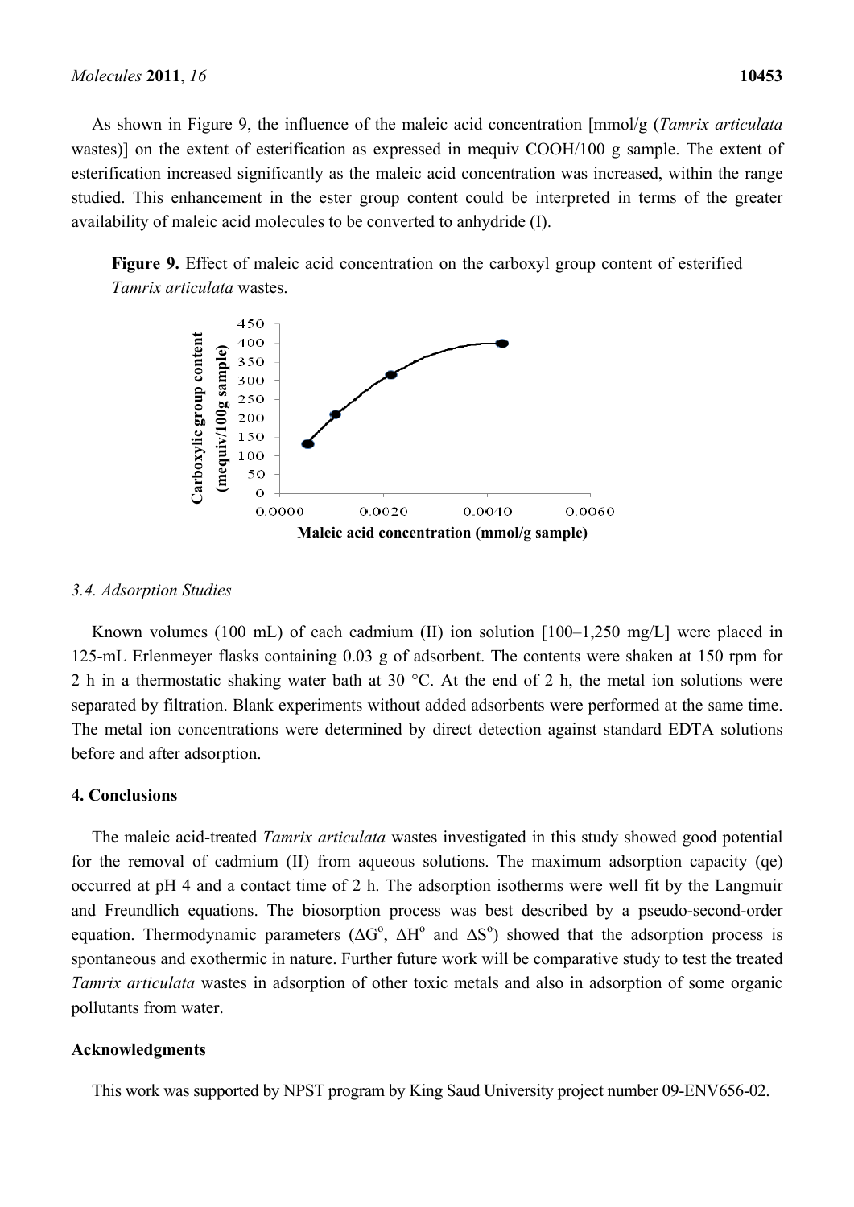As shown in Figure 9, the influence of the maleic acid concentration [mmol/g (*Tamrix articulata* wastes)] on the extent of esterification as expressed in mequiv COOH/100 g sample. The extent of esterification increased significantly as the maleic acid concentration was increased, within the range studied. This enhancement in the ester group content could be interpreted in terms of the greater availability of maleic acid molecules to be converted to anhydride (I).

**Figure 9.** Effect of maleic acid concentration on the carboxyl group content of esterified *Tamrix articulata* wastes.

### 3.4. Adsorption Studies

Known volumes (100 mL) of each cadmium (II) ion solution [100–1,250 mg/L] were placed in 125-mL Erlenmeyer flasks containing 0.03 g of adsorbent. The contents were shaken at 150 rpm for 2 h in a thermostatic shaking water bath at 30 °C. At the end of 2 h, the metal ion solutions were separated by filtration. Blank experiments without added adsorbents were performed at the same time. The metal ion concentrations were determined by direct detection against standard EDTA solutions before and after adsorption.

## 4. Conclusions

The maleic acid-treated *Tamrix articulata* wastes investigated in this study showed good potential for the removal of cadmium (II) from aqueous solutions. The maximum adsorption capacity (qe) occurred at pH 4 and a contact time of 2 h. The adsorption isotherms were well fit by the Langmuir and Freundlich equations. The biosorption process was best described by a pseudo-second-order equation. Thermodynamic parameters ($\Delta G^o$, $\Delta H^o$ and $\Delta S^o$) showed that the adsorption process is spontaneous and exothermic in nature. Further future work will be comparative study to test the treated *Tamrix articulata* wastes in adsorption of other toxic metals and also in adsorption of some organic pollutants from water.

## Acknowledgments

This work was supported by NPST program by King Saud University project number 09-ENV656-02.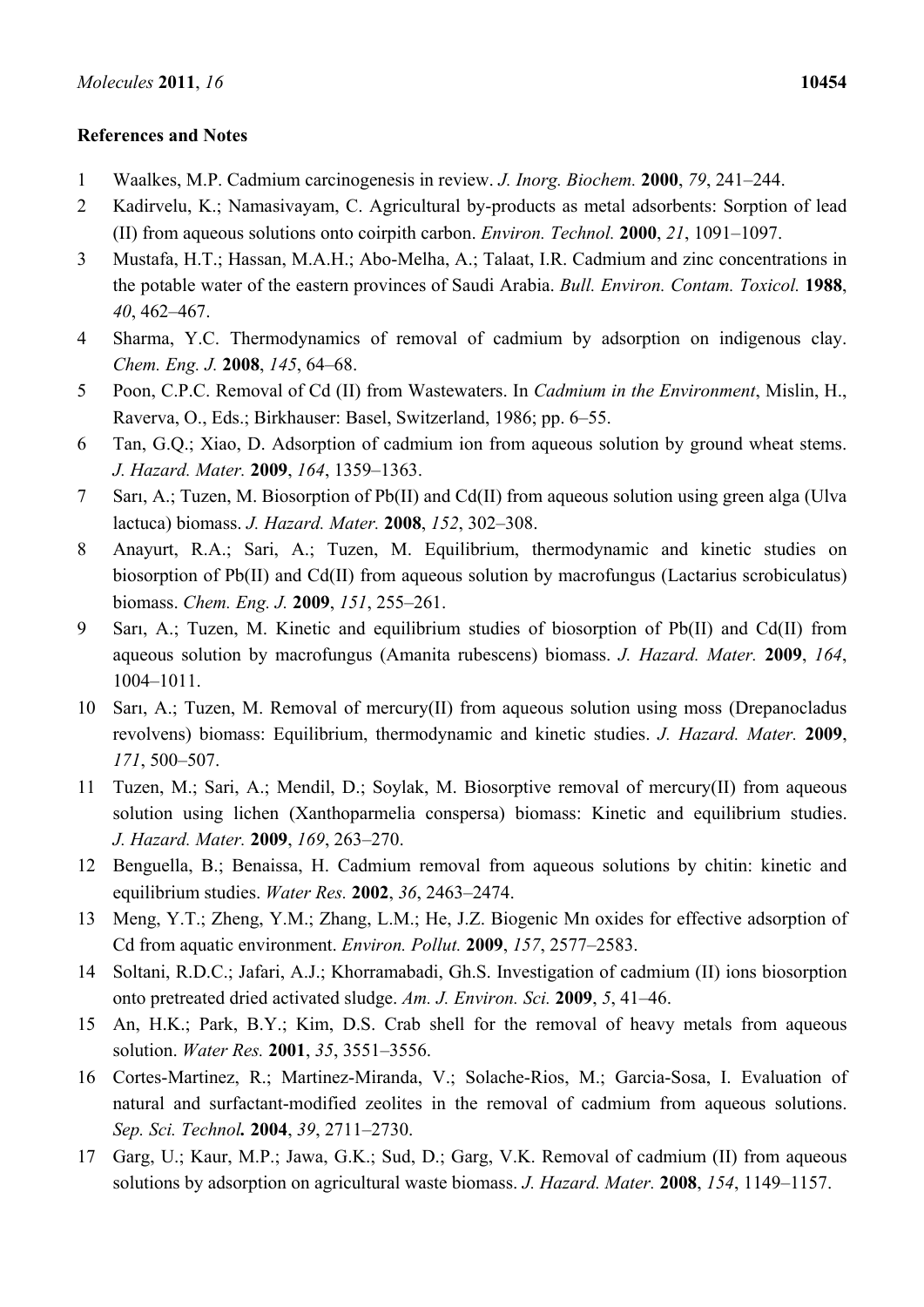## References and Notes

1. Waalkes, M.P. Cadmium carcinogenesis in review. *J. Inorg. Biochem.* **2000**, *79*, 241–244.
2. Kadirvelu, K.; Namasivayam, C. Agricultural by-products as metal adsorbents: Sorption of lead (II) from aqueous solutions onto coirpith carbon. *Environ. Technol.* **2000**, *21*, 1091–1097.
3. Mustafa, H.T.; Hassan, M.A.H.; Abo-Melha, A.; Talaat, I.R. Cadmium and zinc concentrations in the potable water of the eastern provinces of Saudi Arabia. *Bull. Environ. Contam. Toxicol.* **1988**, *40*, 462–467.
4. Sharma, Y.C. Thermodynamics of removal of cadmium by adsorption on indigenous clay. *Chem. Eng. J.* **2008**, *145*, 64–68.
5. Poon, C.P.C. Removal of Cd (II) from Wastewaters. In *Cadmium in the Environment*, Mislin, H., Raverva, O., Eds.; Birkhauser: Basel, Switzerland, 1986; pp. 6–55.
6. Tan, G.Q.; Xiao, D. Adsorption of cadmium ion from aqueous solution by ground wheat stems. *J. Hazard. Mater.* **2009**, *164*, 1359–1363.
7. Sarı, A.; Tuzen, M. Biosorption of Pb(II) and Cd(II) from aqueous solution using green alga (Ulva lactuca) biomass. *J. Hazard. Mater.* **2008**, *152*, 302–308.
8. Anayurt, R.A.; Sari, A.; Tuzen, M. Equilibrium, thermodynamic and kinetic studies on biosorption of Pb(II) and Cd(II) from aqueous solution by macrofungus (Lactarius scrobiculatus) biomass. *Chem. Eng. J.* **2009**, *151*, 255–261.
9. Sarı, A.; Tuzen, M. Kinetic and equilibrium studies of biosorption of Pb(II) and Cd(II) from aqueous solution by macrofungus (Amanita rubescens) biomass. *J. Hazard. Mater.* **2009**, *164*, 1004–1011.
10. Sarı, A.; Tuzen, M. Removal of mercury(II) from aqueous solution using moss (Drepanocladus revolvens) biomass: Equilibrium, thermodynamic and kinetic studies. *J. Hazard. Mater.* **2009**, *171*, 500–507.
11. Tuzen, M.; Sari, A.; Mendil, D.; Soylak, M. Biosorptive removal of mercury(II) from aqueous solution using lichen (Xanthoparmelia conspersa) biomass: Kinetic and equilibrium studies. *J. Hazard. Mater.* **2009**, *169*, 263–270.
12. Benguella, B.; Benaissa, H. Cadmium removal from aqueous solutions by chitin: kinetic and equilibrium studies. *Water Res.* **2002**, *36*, 2463–2474.
13. Meng, Y.T.; Zheng, Y.M.; Zhang, L.M.; He, J.Z. Biogenic Mn oxides for effective adsorption of Cd from aquatic environment. *Environ. Pollut.* **2009**, *157*, 2577–2583.
14. Soltani, R.D.C.; Jafari, A.J.; Khorramabadi, Gh.S. Investigation of cadmium (II) ions biosorption onto pretreated dried activated sludge. *Am. J. Environ. Sci.* **2009**, *5*, 41–46.
15. An, H.K.; Park, B.Y.; Kim, D.S. Crab shell for the removal of heavy metals from aqueous solution. *Water Res.* **2001**, *35*, 3551–3556.
16. Cortes-Martinez, R.; Martinez-Miranda, V.; Solache-Rios, M.; Garcia-Sosa, I. Evaluation of natural and surfactant-modified zeolites in the removal of cadmium from aqueous solutions. *Sep. Sci. Technol.* **2004**, *39*, 2711–2730.
17. Garg, U.; Kaur, M.P.; Jawa, G.K.; Sud, D.; Garg, V.K. Removal of cadmium (II) from aqueous solutions by adsorption on agricultural waste biomass. *J. Hazard. Mater.* **2008**, *154*, 1149–1157.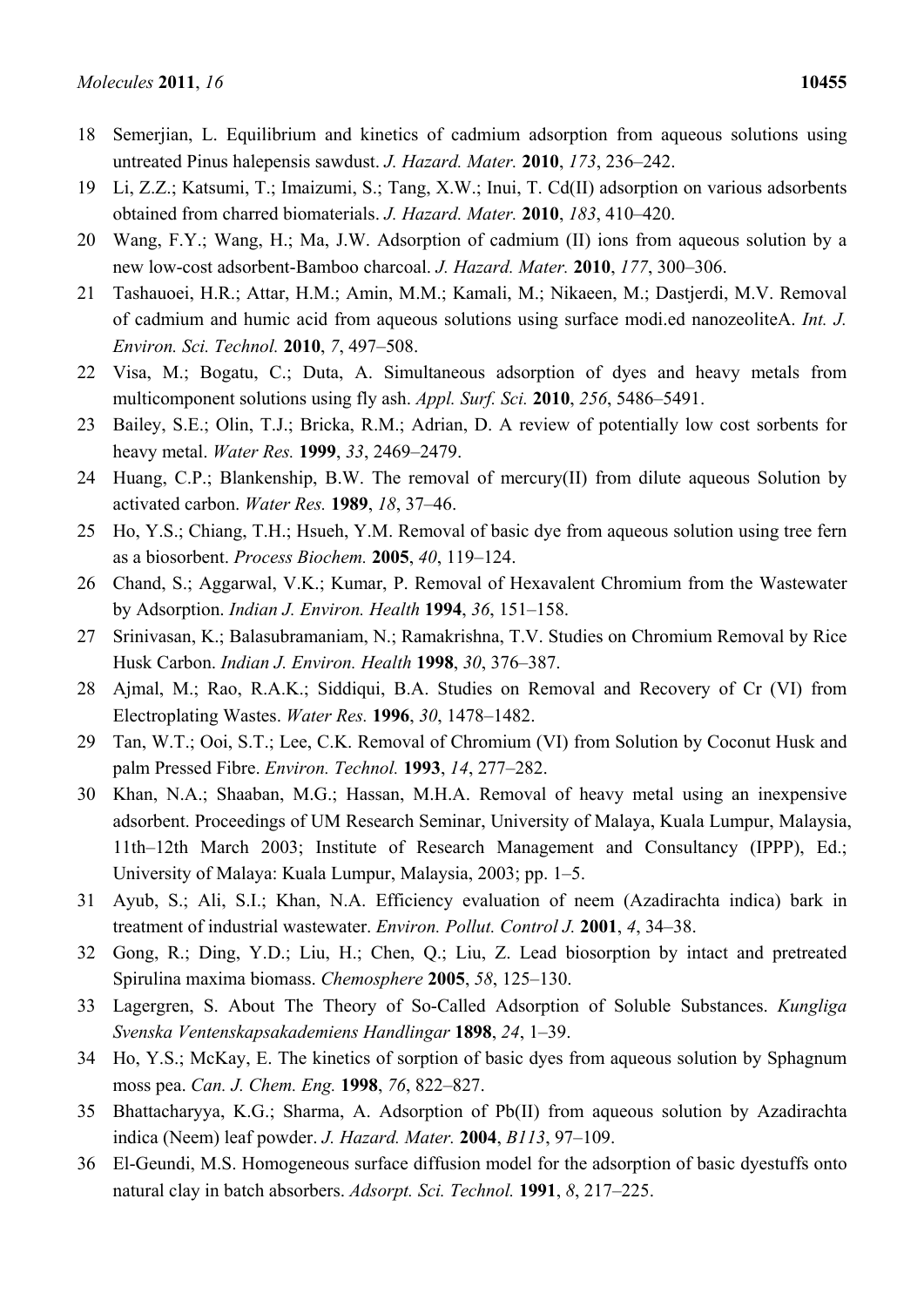18 Semerjian, L. Equilibrium and kinetics of cadmium adsorption from aqueous solutions using untreated Pinus halepensis sawdust. *J. Hazard. Mater.* **2010**, *173*, 236–242.

19 Li, Z.Z.; Katsumi, T.; Imaizumi, S.; Tang, X.W.; Inui, T. Cd(II) adsorption on various adsorbents obtained from charred biomaterials. *J. Hazard. Mater.* **2010**, *183*, 410–420.

20 Wang, F.Y.; Wang, H.; Ma, J.W. Adsorption of cadmium (II) ions from aqueous solution by a new low-cost adsorbent-Bamboo charcoal. *J. Hazard. Mater.* **2010**, *177*, 300–306.

21 Tashauoei, H.R.; Attar, H.M.; Amin, M.M.; Kamali, M.; Nikaeen, M.; Dastjerdi, M.V. Removal of cadmium and humic acid from aqueous solutions using surface modi.ed nanozeoliteA. *Int. J. Environ. Sci. Technol.* **2010**, *7*, 497–508.

22 Visa, M.; Bogatu, C.; Duta, A. Simultaneous adsorption of dyes and heavy metals from multicomponent solutions using fly ash. *Appl. Surf. Sci.* **2010**, *256*, 5486–5491.

23 Bailey, S.E.; Olin, T.J.; Bricka, R.M.; Adrian, D. A review of potentially low cost sorbents for heavy metal. *Water Res.* **1999**, *33*, 2469–2479.

24 Huang, C.P.; Blankenship, B.W. The removal of mercury(II) from dilute aqueous Solution by activated carbon. *Water Res.* **1989**, *18*, 37–46.

25 Ho, Y.S.; Chiang, T.H.; Hsueh, Y.M. Removal of basic dye from aqueous solution using tree fern as a biosorbent. *Process Biochem.* **2005**, *40*, 119–124.

26 Chand, S.; Aggarwal, V.K.; Kumar, P. Removal of Hexavalent Chromium from the Wastewater by Adsorption. *Indian J. Environ. Health* **1994**, *36*, 151–158.

27 Srinivasan, K.; Balasubramaniam, N.; Ramakrishna, T.V. Studies on Chromium Removal by Rice Husk Carbon. *Indian J. Environ. Health* **1998**, *30*, 376–387.

28 Ajmal, M.; Rao, R.A.K.; Siddiqui, B.A. Studies on Removal and Recovery of Cr (VI) from Electroplating Wastes. *Water Res.* **1996**, *30*, 1478–1482.

29 Tan, W.T.; Ooi, S.T.; Lee, C.K. Removal of Chromium (VI) from Solution by Coconut Husk and palm Pressed Fibre. *Environ. Technol.* **1993**, *14*, 277–282.

30 Khan, N.A.; Shaaban, M.G.; Hassan, M.H.A. Removal of heavy metal using an inexpensive adsorbent. Proceedings of UM Research Seminar, University of Malaya, Kuala Lumpur, Malaysia, 11th–12th March 2003; Institute of Research Management and Consultancy (IPPP), Ed.; University of Malaya: Kuala Lumpur, Malaysia, 2003; pp. 1–5.

31 Ayub, S.; Ali, S.I.; Khan, N.A. Efficiency evaluation of neem (Azadirachta indica) bark in treatment of industrial wastewater. *Environ. Pollut. Control J.* **2001**, *4*, 34–38.

32 Gong, R.; Ding, Y.D.; Liu, H.; Chen, Q.; Liu, Z. Lead biosorption by intact and pretreated Spirulina maxima biomass. *Chemosphere* **2005**, *58*, 125–130.

33 Lagergren, S. About The Theory of So-Called Adsorption of Soluble Substances. *Kungliga Svenska Ventenskapsakademiens Handlingar* **1898**, *24*, 1–39.

34 Ho, Y.S.; McKay, E. The kinetics of sorption of basic dyes from aqueous solution by Sphagnum moss pea. *Can. J. Chem. Eng.* **1998**, *76*, 822–827.

35 Bhattacharyya, K.G.; Sharma, A. Adsorption of Pb(II) from aqueous solution by Azadirachta indica (Neem) leaf powder. *J. Hazard. Mater.* **2004**, *B113*, 97–109.

36 El-Geundi, M.S. Homogeneous surface diffusion model for the adsorption of basic dyestuffs onto natural clay in batch absorbers. *Adsorpt. Sci. Technol.* **1991**, *8*, 217–225.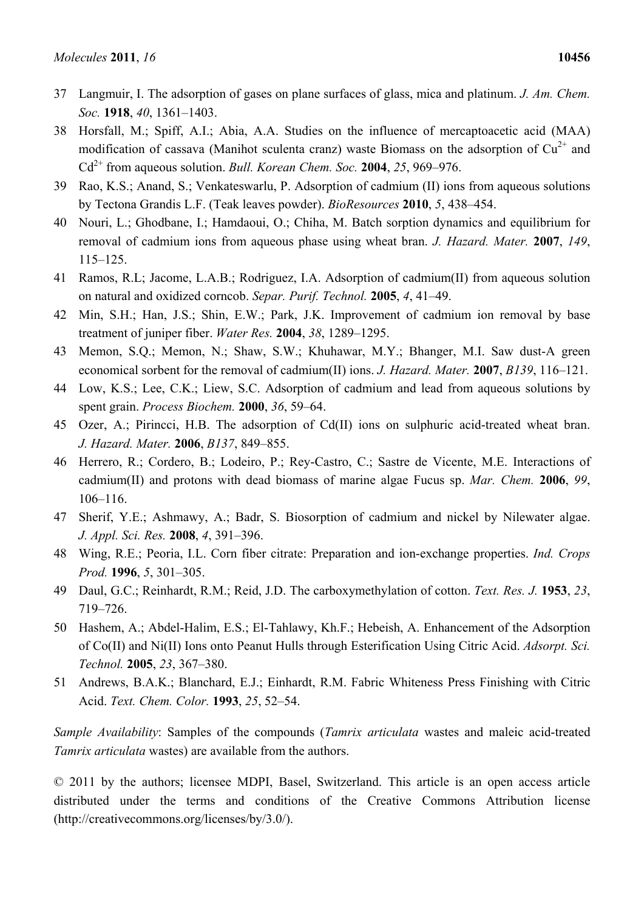37 Langmuir, I. The adsorption of gases on plane surfaces of glass, mica and platinum. *J. Am. Chem. Soc.* **1918**, *40*, 1361–1403.

38 Horsfall, M.; Spiff, A.I.; Abia, A.A. Studies on the influence of mercaptoacetic acid (MAA) modification of cassava (Manihot sculenta cranz) waste Biomass on the adsorption of $Cu^{2+}$ and $Cd^{2+}$ from aqueous solution. *Bull. Korean Chem. Soc.* **2004**, *25*, 969–976.

39 Rao, K.S.; Anand, S.; Venkateswarlu, P. Adsorption of cadmium (II) ions from aqueous solutions by Tectona Grandis L.F. (Teak leaves powder). *BioResources* **2010**, *5*, 438–454.

40 Nouri, L.; Ghodbane, I.; Hamdaoui, O.; Chiha, M. Batch sorption dynamics and equilibrium for removal of cadmium ions from aqueous phase using wheat bran. *J. Hazard. Mater.* **2007**, *149*, 115–125.

41 Ramos, R.L; Jacome, L.A.B.; Rodriguez, I.A. Adsorption of cadmium(II) from aqueous solution on natural and oxidized corncob. *Separ. Purif. Technol.* **2005**, *4*, 41–49.

42 Min, S.H.; Han, J.S.; Shin, E.W.; Park, J.K. Improvement of cadmium ion removal by base treatment of juniper fiber. *Water Res.* **2004**, *38*, 1289–1295.

43 Memon, S.Q.; Memon, N.; Shaw, S.W.; Khuhawar, M.Y.; Bhanger, M.I. Saw dust-A green economical sorbent for the removal of cadmium(II) ions. *J. Hazard. Mater.* **2007**, *B139*, 116–121.

44 Low, K.S.; Lee, C.K.; Liew, S.C. Adsorption of cadmium and lead from aqueous solutions by spent grain. *Process Biochem.* **2000**, *36*, 59–64.

45 Ozer, A.; Pirincci, H.B. The adsorption of Cd(II) ions on sulphuric acid-treated wheat bran. *J. Hazard. Mater.* **2006**, *B137*, 849–855.

46 Herrero, R.; Cordero, B.; Lodeiro, P.; Rey-Castro, C.; Sastre de Vicente, M.E. Interactions of cadmium(II) and protons with dead biomass of marine algae Fucus sp. *Mar. Chem.* **2006**, *99*, 106–116.

47 Sherif, Y.E.; Ashmawy, A.; Badr, S. Biosorption of cadmium and nickel by Nilewater algae. *J. Appl. Sci. Res.* **2008**, *4*, 391–396.

48 Wing, R.E.; Peoria, I.L. Corn fiber citrate: Preparation and ion-exchange properties. *Ind. Crops Prod.* **1996**, *5*, 301–305.

49 Daul, G.C.; Reinhardt, R.M.; Reid, J.D. The carboxymethylation of cotton. *Text. Res. J.* **1953**, *23*, 719–726.

50 Hashem, A.; Abdel-Halim, E.S.; El-Tahlawy, Kh.F.; Hebeish, A. Enhancement of the Adsorption of Co(II) and Ni(II) Ions onto Peanut Hulls through Esterification Using Citric Acid. *Adsorpt. Sci. Technol.* **2005**, *23*, 367–380.

51 Andrews, B.A.K.; Blanchard, E.J.; Einhardt, R.M. Fabric Whiteness Press Finishing with Citric Acid. *Text. Chem. Color.* **1993**, *25*, 52–54.

*Sample Availability*: Samples of the compounds (*Tamrix articulata* wastes and maleic acid-treated *Tamrix articulata* wastes) are available from the authors.

© 2011 by the authors; licensee MDPI, Basel, Switzerland. This article is an open access article distributed under the terms and conditions of the Creative Commons Attribution license (http://creativecommons.org/licenses/by/3.0/).